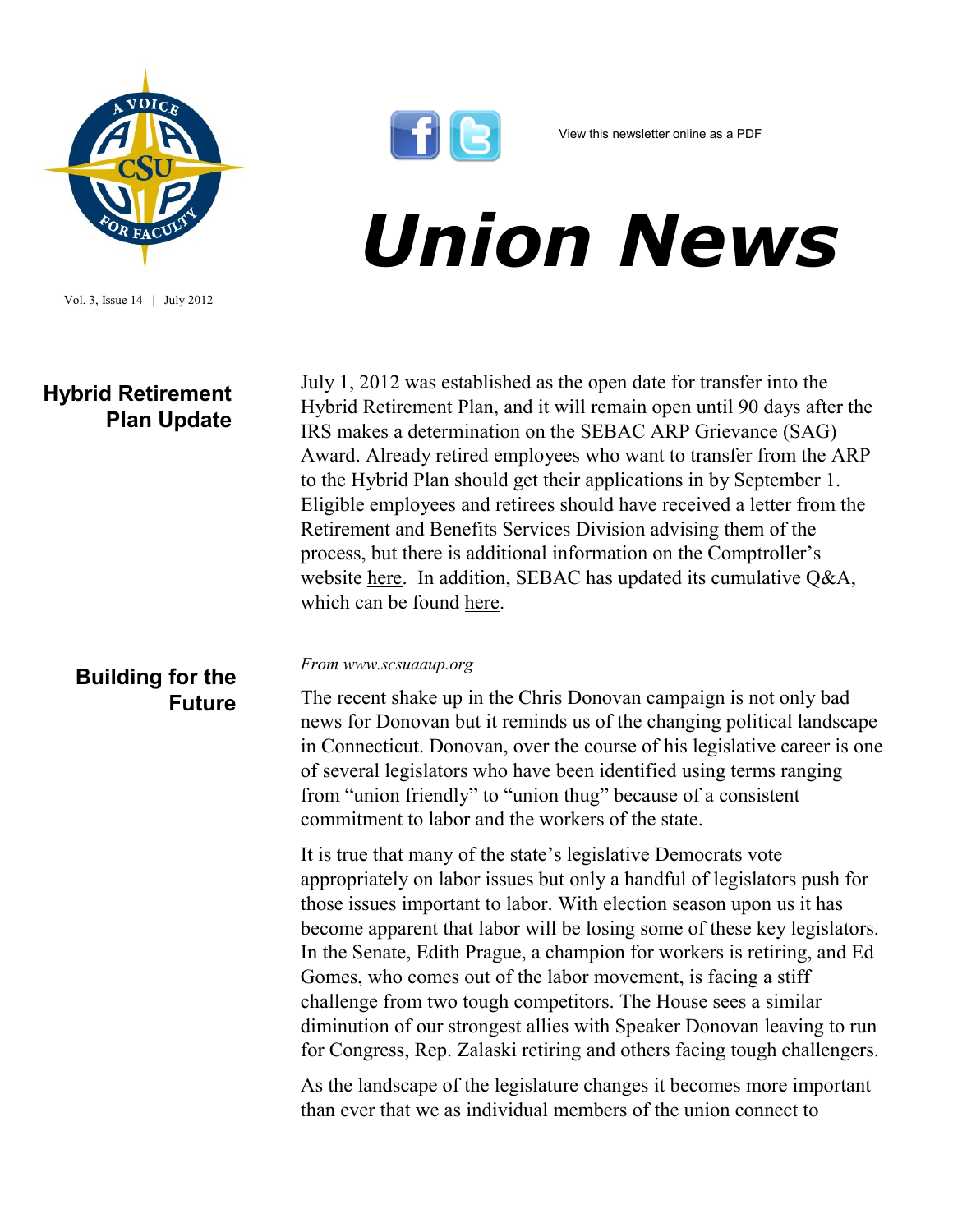View this newsletter online as a PDF

# Union News

Vol. 3, Issue 14 | July 2012

## Hybrid Retirement Plan Update

July 1, 2012 was established as the open date for transfer into the Hybrid Retirement Plan, and it will remain open until 90 days after the IRS makes a determination on the SEBAC ARP Grievance (SAG) Award. Already retired employees who want to transfer from the ARP to the Hybrid Plan should get their applications in by September 1. Eligible employees and retirees should have received a letter from the Retirement and Benefits Services Division advising them of the process, but there is additional information on the Comptroller's website here. In addition, SEBAC has updated its cumulative Q&A, which can be found here.

## Building for the Future

*From www.scsuaaup.org*

The recent shake up in the Chris Donovan campaign is not only bad news for Donovan but it reminds us of the changing political landscape in Connecticut. Donovan, over the course of his legislative career is one of several legislators who have been identified using terms ranging from "union friendly" to "union thug" because of a consistent commitment to labor and the workers of the state.

It is true that many of the state's legislative Democrats vote appropriately on labor issues but only a handful of legislators push for those issues important to labor. With election season upon us it has become apparent that labor will be losing some of these key legislators. In the Senate, Edith Prague, a champion for workers is retiring, and Ed Gomes, who comes out of the labor movement, is facing a stiff challenge from two tough competitors. The House sees a similar diminution of our strongest allies with Speaker Donovan leaving to run for Congress, Rep. Zalaski retiring and others facing tough challengers.

As the landscape of the legislature changes it becomes more important than ever that we as individual members of the union connect to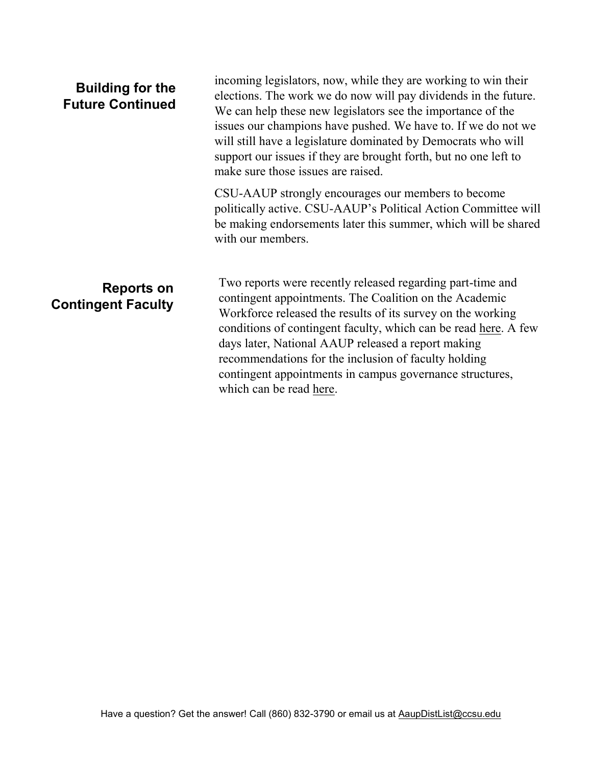## Building for the Future Continued

incoming legislators, now, while they are working to win their elections. The work we do now will pay dividends in the future. We can help these new legislators see the importance of the issues our champions have pushed. We have to. If we do not we will still have a legislature dominated by Democrats who will support our issues if they are brought forth, but no one left to make sure those issues are raised.

CSU-AAUP strongly encourages our members to become politically active. CSU-AAUP's Political Action Committee will be making endorsements later this summer, which will be shared with our members.

## Reports on Contingent Faculty

Two reports were recently released regarding part-time and contingent appointments. The Coalition on the Academic Workforce released the results of its survey on the working conditions of contingent faculty, which can be read here. A few days later, National AAUP released a report making recommendations for the inclusion of faculty holding contingent appointments in campus governance structures, which can be read here.

Have a question? Get the answer! Call (860) 832-3790 or email us at AaupDistList@ccsu.edu